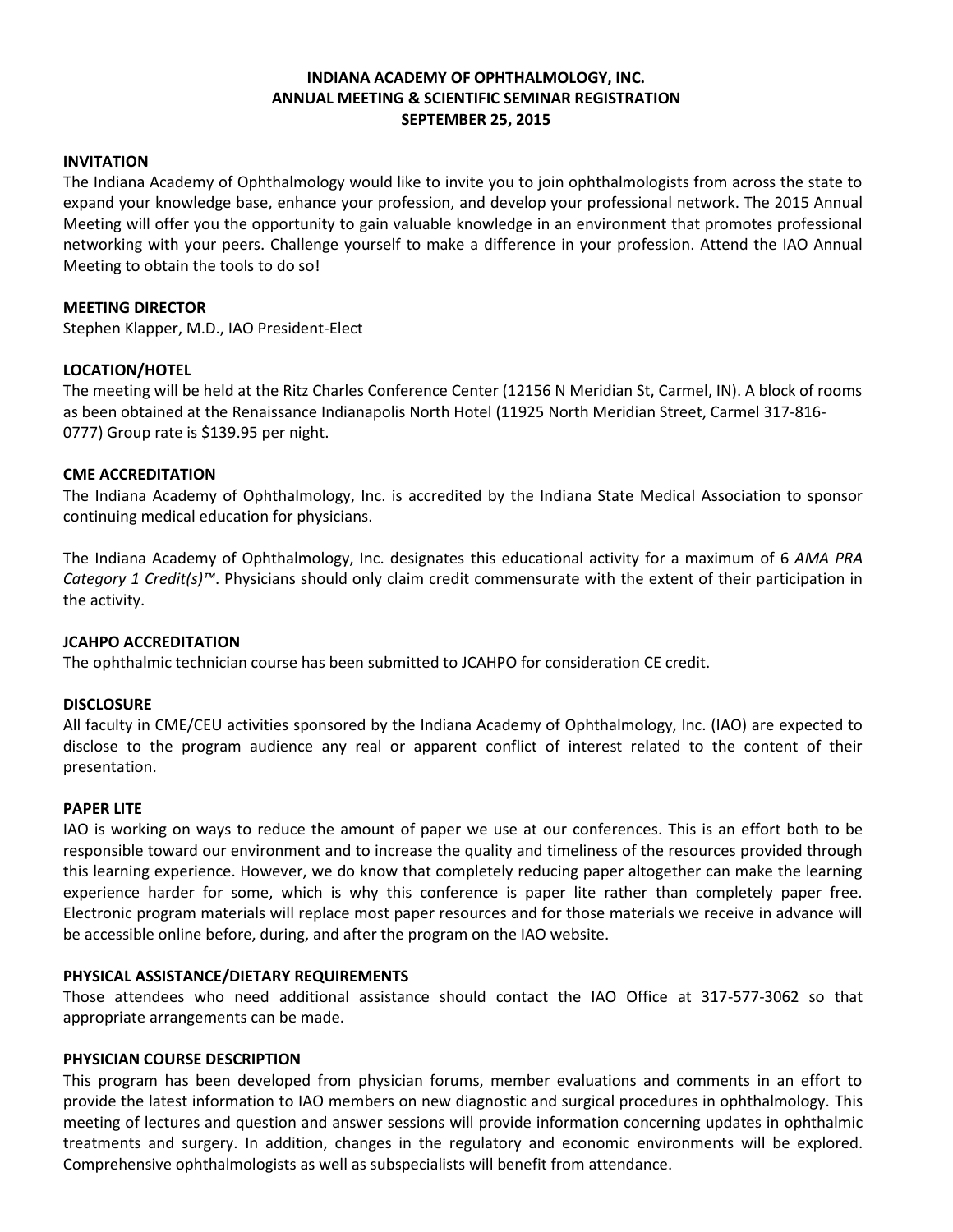# INDIANA ACADEMY OF OPHTHALMOLOGY, INC.
# ANNUAL MEETING & SCIENTIFIC SEMINAR REGISTRATION
# SEPTEMBER 25, 2015

## INVITATION

The Indiana Academy of Ophthalmology would like to invite you to join ophthalmologists from across the state to expand your knowledge base, enhance your profession, and develop your professional network. The 2015 Annual Meeting will offer you the opportunity to gain valuable knowledge in an environment that promotes professional networking with your peers. Challenge yourself to make a difference in your profession. Attend the IAO Annual Meeting to obtain the tools to do so!

## MEETING DIRECTOR

Stephen Klapper, M.D., IAO President-Elect

## LOCATION/HOTEL

The meeting will be held at the Ritz Charles Conference Center (12156 N Meridian St, Carmel, IN). A block of rooms as been obtained at the Renaissance Indianapolis North Hotel (11925 North Meridian Street, Carmel 317-816-0777) Group rate is $139.95 per night.

## CME ACCREDITATION

The Indiana Academy of Ophthalmology, Inc. is accredited by the Indiana State Medical Association to sponsor continuing medical education for physicians.

The Indiana Academy of Ophthalmology, Inc. designates this educational activity for a maximum of 6 *AMA PRA Category 1 Credit(s)™*. Physicians should only claim credit commensurate with the extent of their participation in the activity.

## JCAHPO ACCREDITATION

The ophthalmic technician course has been submitted to JCAHPO for consideration CE credit.

## DISCLOSURE

All faculty in CME/CEU activities sponsored by the Indiana Academy of Ophthalmology, Inc. (IAO) are expected to disclose to the program audience any real or apparent conflict of interest related to the content of their presentation.

## PAPER LITE

IAO is working on ways to reduce the amount of paper we use at our conferences. This is an effort both to be responsible toward our environment and to increase the quality and timeliness of the resources provided through this learning experience. However, we do know that completely reducing paper altogether can make the learning experience harder for some, which is why this conference is paper lite rather than completely paper free. Electronic program materials will replace most paper resources and for those materials we receive in advance will be accessible online before, during, and after the program on the IAO website.

## PHYSICAL ASSISTANCE/DIETARY REQUIREMENTS

Those attendees who need additional assistance should contact the IAO Office at 317-577-3062 so that appropriate arrangements can be made.

## PHYSICIAN COURSE DESCRIPTION

This program has been developed from physician forums, member evaluations and comments in an effort to provide the latest information to IAO members on new diagnostic and surgical procedures in ophthalmology. This meeting of lectures and question and answer sessions will provide information concerning updates in ophthalmic treatments and surgery. In addition, changes in the regulatory and economic environments will be explored. Comprehensive ophthalmologists as well as subspecialists will benefit from attendance.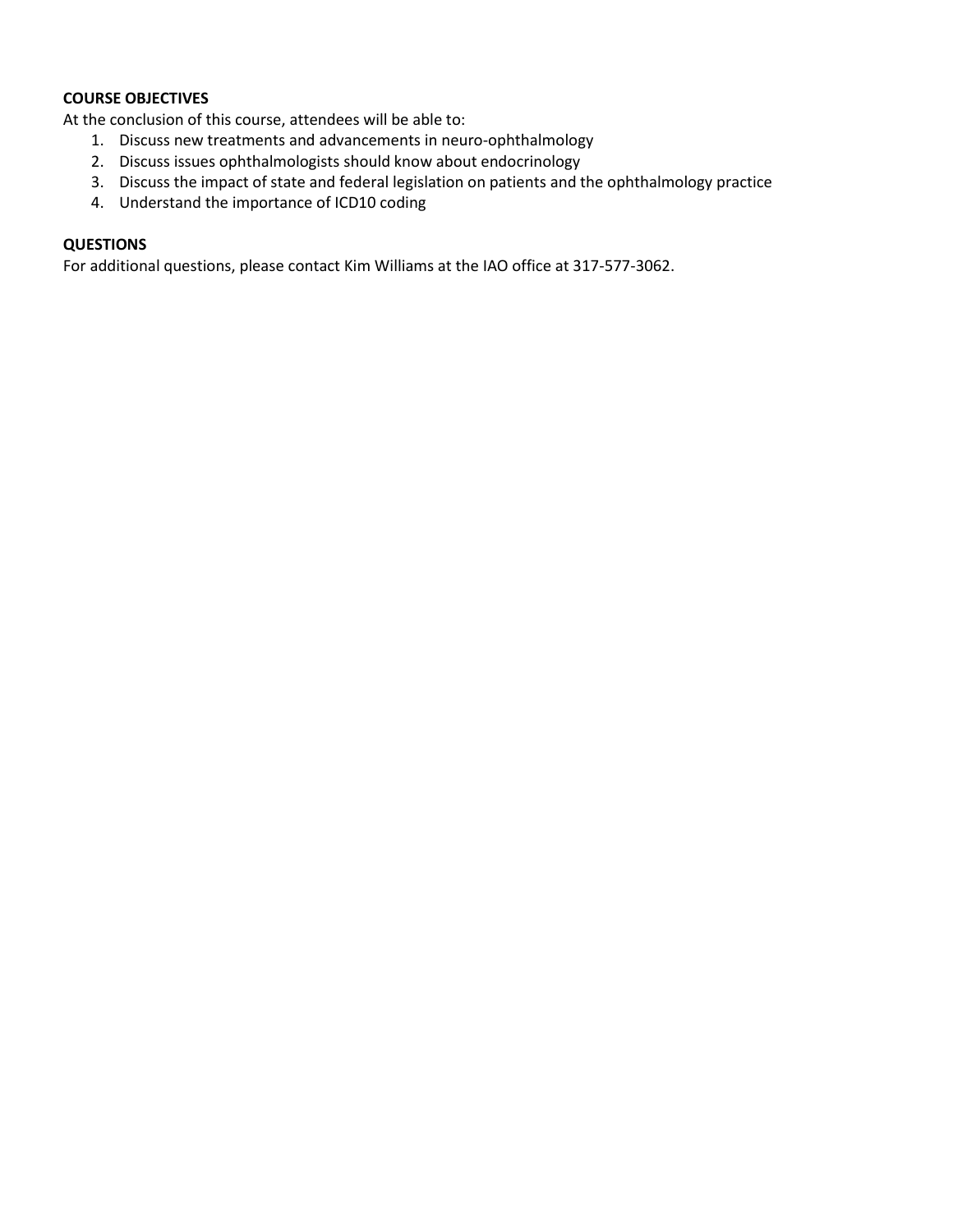**COURSE OBJECTIVES**

At the conclusion of this course, attendees will be able to:

1. Discuss new treatments and advancements in neuro-ophthalmology
2. Discuss issues ophthalmologists should know about endocrinology
3. Discuss the impact of state and federal legislation on patients and the ophthalmology practice
4. Understand the importance of ICD10 coding

**QUESTIONS**

For additional questions, please contact Kim Williams at the IAO office at 317-577-3062.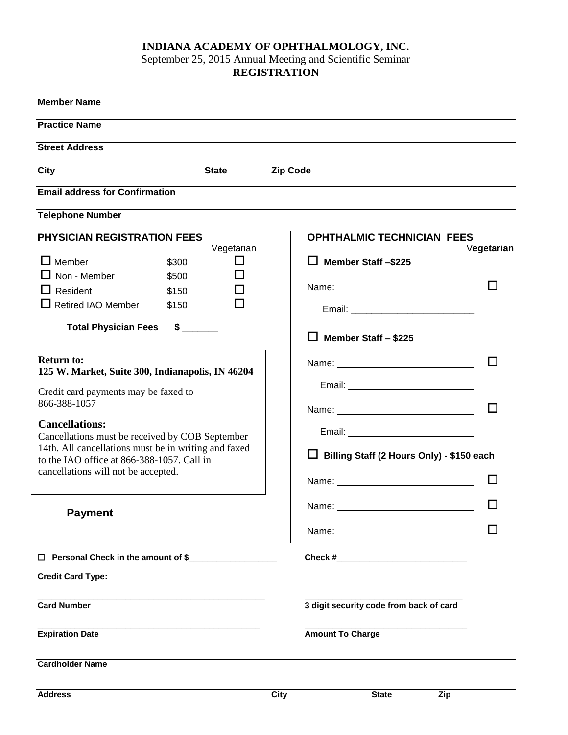**INDIANA ACADEMY OF OPHTHALMOLOGY, INC.**
September 25, 2015 Annual Meeting and Scientific Seminar
**REGISTRATION**

**Member Name**

**Practice Name**

**Street Address**

**City** **State** **Zip Code**

**Email address for Confirmation**

**Telephone Number**

**PHYSICIAN REGISTRATION FEES**

| | | Vegetarian |
|---|---|---|
| ☐ Member | $300 | ☐ |
| ☐ Non - Member | $500 | ☐ |
| ☐ Resident | $150 | ☐ |
| ☐ Retired IAO Member | $150 | ☐ |

**Total Physician Fees $ _______**

**Return to:**
**125 W. Market, Suite 300, Indianapolis, IN 46204**

Credit card payments may be faxed to 866-388-1057

**Cancellations:**
Cancellations must be received by COB September 14th. All cancellations must be in writing and faxed to the IAO office at 866-388-1057. Call in cancellations will not be accepted.

**OPHTHALMIC TECHNICIAN FEES** Vegetarian

☐ **Member Staff –$225**

Name: ______________________ ☐

Email: ______________________

☐ **Member Staff – $225**

Name: ______________________ ☐

Email: ______________________

Name: ______________________ ☐

Email: ______________________

☐ **Billing Staff (2 Hours Only) - $150 each**

Name: ______________________ ☐

Name: ______________________ ☐

Name: ______________________ ☐

## Payment

☐ **Personal Check in the amount of $___________________** **Check #___________________________**

**Credit Card Type:**

**Card Number** **3 digit security code from back of card**

**Expiration Date** **Amount To Charge**

**Cardholder Name**

**Address** **City** **State** **Zip**